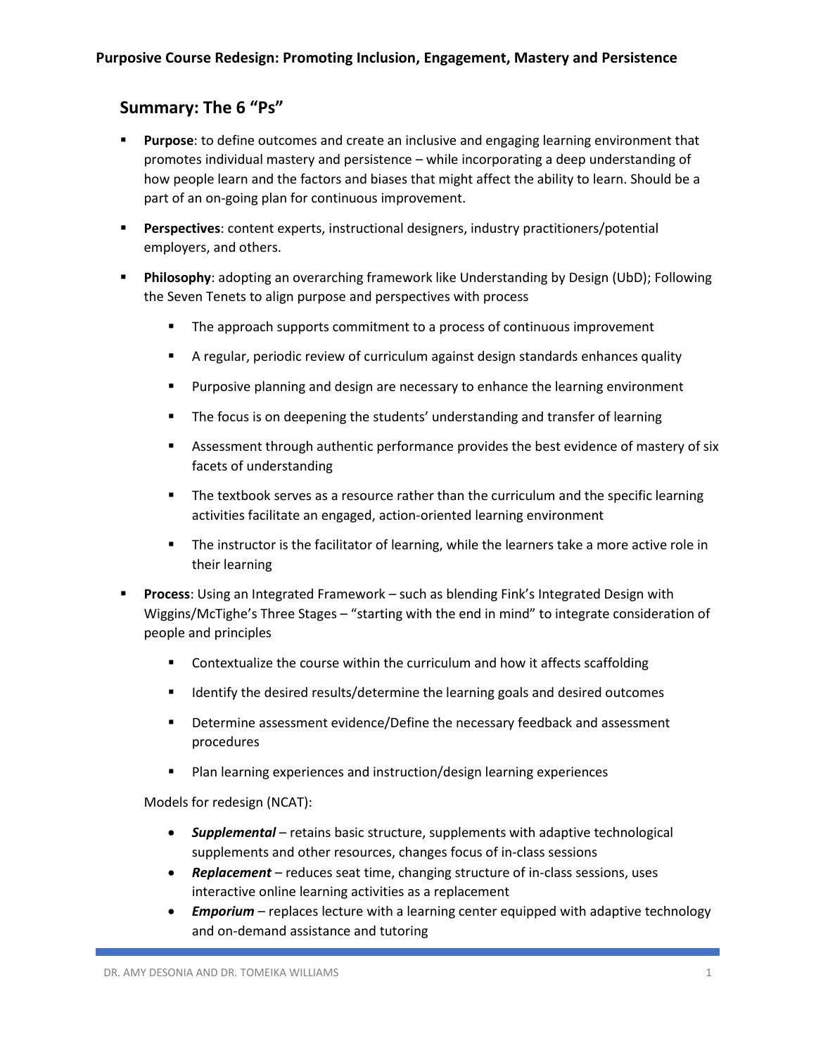**Purposive Course Redesign: Promoting Inclusion, Engagement, Mastery and Persistence**

## Summary: The 6 "Ps"

- **Purpose**: to define outcomes and create an inclusive and engaging learning environment that promotes individual mastery and persistence – while incorporating a deep understanding of how people learn and the factors and biases that might affect the ability to learn. Should be a part of an on-going plan for continuous improvement.
- **Perspectives**: content experts, instructional designers, industry practitioners/potential employers, and others.
- **Philosophy**: adopting an overarching framework like Understanding by Design (UbD); Following the Seven Tenets to align purpose and perspectives with process
  - The approach supports commitment to a process of continuous improvement
  - A regular, periodic review of curriculum against design standards enhances quality
  - Purposive planning and design are necessary to enhance the learning environment
  - The focus is on deepening the students' understanding and transfer of learning
  - Assessment through authentic performance provides the best evidence of mastery of six facets of understanding
  - The textbook serves as a resource rather than the curriculum and the specific learning activities facilitate an engaged, action-oriented learning environment
  - The instructor is the facilitator of learning, while the learners take a more active role in their learning
- **Process**: Using an Integrated Framework – such as blending Fink's Integrated Design with Wiggins/McTighe's Three Stages – "starting with the end in mind" to integrate consideration of people and principles
  - Contextualize the course within the curriculum and how it affects scaffolding
  - Identify the desired results/determine the learning goals and desired outcomes
  - Determine assessment evidence/Define the necessary feedback and assessment procedures
  - Plan learning experiences and instruction/design learning experiences

  Models for redesign (NCAT):

  - ***Supplemental*** – retains basic structure, supplements with adaptive technological supplements and other resources, changes focus of in-class sessions
  - ***Replacement*** – reduces seat time, changing structure of in-class sessions, uses interactive online learning activities as a replacement
  - ***Emporium*** – replaces lecture with a learning center equipped with adaptive technology and on-demand assistance and tutoring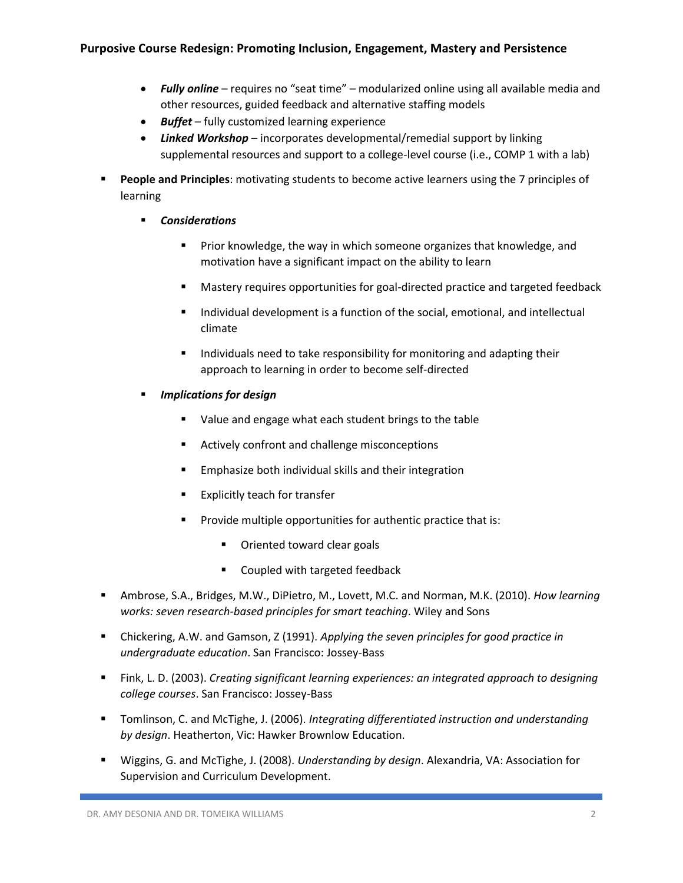- ***Fully online*** – requires no "seat time" – modularized online using all available media and other resources, guided feedback and alternative staffing models
- ***Buffet*** – fully customized learning experience
- ***Linked Workshop*** – incorporates developmental/remedial support by linking supplemental resources and support to a college-level course (i.e., COMP 1 with a lab)

- **People and Principles**: motivating students to become active learners using the 7 principles of learning
  - ***Considerations***
    - Prior knowledge, the way in which someone organizes that knowledge, and motivation have a significant impact on the ability to learn
    - Mastery requires opportunities for goal-directed practice and targeted feedback
    - Individual development is a function of the social, emotional, and intellectual climate
    - Individuals need to take responsibility for monitoring and adapting their approach to learning in order to become self-directed
  - ***Implications for design***
    - Value and engage what each student brings to the table
    - Actively confront and challenge misconceptions
    - Emphasize both individual skills and their integration
    - Explicitly teach for transfer
    - Provide multiple opportunities for authentic practice that is:
      - Oriented toward clear goals
      - Coupled with targeted feedback

- Ambrose, S.A., Bridges, M.W., DiPietro, M., Lovett, M.C. and Norman, M.K. (2010). *How learning works: seven research-based principles for smart teaching*. Wiley and Sons
- Chickering, A.W. and Gamson, Z (1991). *Applying the seven principles for good practice in undergraduate education*. San Francisco: Jossey-Bass
- Fink, L. D. (2003). *Creating significant learning experiences: an integrated approach to designing college courses*. San Francisco: Jossey-Bass
- Tomlinson, C. and McTighe, J. (2006). *Integrating differentiated instruction and understanding by design*. Heatherton, Vic: Hawker Brownlow Education.
- Wiggins, G. and McTighe, J. (2008). *Understanding by design*. Alexandria, VA: Association for Supervision and Curriculum Development.